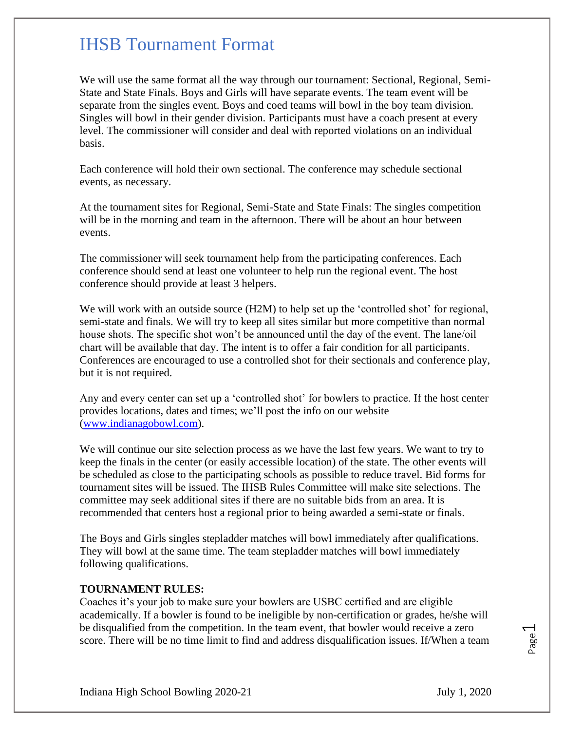# IHSB Tournament Format

We will use the same format all the way through our tournament: Sectional, Regional, Semi-State and State Finals. Boys and Girls will have separate events. The team event will be separate from the singles event. Boys and coed teams will bowl in the boy team division. Singles will bowl in their gender division. Participants must have a coach present at every level. The commissioner will consider and deal with reported violations on an individual basis.

Each conference will hold their own sectional. The conference may schedule sectional events, as necessary.

At the tournament sites for Regional, Semi-State and State Finals: The singles competition will be in the morning and team in the afternoon. There will be about an hour between events.

The commissioner will seek tournament help from the participating conferences. Each conference should send at least one volunteer to help run the regional event. The host conference should provide at least 3 helpers.

We will work with an outside source (H2M) to help set up the 'controlled shot' for regional, semi-state and finals. We will try to keep all sites similar but more competitive than normal house shots. The specific shot won't be announced until the day of the event. The lane/oil chart will be available that day. The intent is to offer a fair condition for all participants. Conferences are encouraged to use a controlled shot for their sectionals and conference play, but it is not required.

Any and every center can set up a 'controlled shot' for bowlers to practice. If the host center provides locations, dates and times; we'll post the info on our website ([www.indianagobowl.com](http://www.indianagobowl.com)).

We will continue our site selection process as we have the last few years. We want to try to keep the finals in the center (or easily accessible location) of the state. The other events will be scheduled as close to the participating schools as possible to reduce travel. Bid forms for tournament sites will be issued. The IHSB Rules Committee will make site selections. The committee may seek additional sites if there are no suitable bids from an area. It is recommended that centers host a regional prior to being awarded a semi-state or finals.

The Boys and Girls singles stepladder matches will bowl immediately after qualifications. They will bowl at the same time. The team stepladder matches will bowl immediately following qualifications.

**TOURNAMENT RULES:**
Coaches it's your job to make sure your bowlers are USBC certified and are eligible academically. If a bowler is found to be ineligible by non-certification or grades, he/she will be disqualified from the competition. In the team event, that bowler would receive a zero score. There will be no time limit to find and address disqualification issues. If/When a team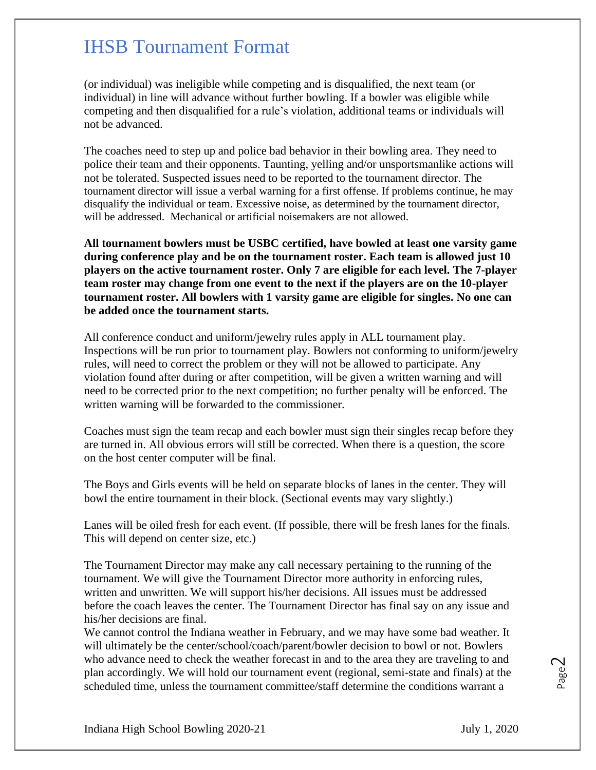# IHSB Tournament Format

(or individual) was ineligible while competing and is disqualified, the next team (or individual) in line will advance without further bowling. If a bowler was eligible while competing and then disqualified for a rule's violation, additional teams or individuals will not be advanced.

The coaches need to step up and police bad behavior in their bowling area. They need to police their team and their opponents. Taunting, yelling and/or unsportsmanlike actions will not be tolerated. Suspected issues need to be reported to the tournament director. The tournament director will issue a verbal warning for a first offense. If problems continue, he may disqualify the individual or team. Excessive noise, as determined by the tournament director, will be addressed. Mechanical or artificial noisemakers are not allowed.

**All tournament bowlers must be USBC certified, have bowled at least one varsity game during conference play and be on the tournament roster. Each team is allowed just 10 players on the active tournament roster. Only 7 are eligible for each level. The 7-player team roster may change from one event to the next if the players are on the 10-player tournament roster. All bowlers with 1 varsity game are eligible for singles. No one can be added once the tournament starts.**

All conference conduct and uniform/jewelry rules apply in ALL tournament play. Inspections will be run prior to tournament play. Bowlers not conforming to uniform/jewelry rules, will need to correct the problem or they will not be allowed to participate. Any violation found after during or after competition, will be given a written warning and will need to be corrected prior to the next competition; no further penalty will be enforced. The written warning will be forwarded to the commissioner.

Coaches must sign the team recap and each bowler must sign their singles recap before they are turned in. All obvious errors will still be corrected. When there is a question, the score on the host center computer will be final.

The Boys and Girls events will be held on separate blocks of lanes in the center. They will bowl the entire tournament in their block. (Sectional events may vary slightly.)

Lanes will be oiled fresh for each event. (If possible, there will be fresh lanes for the finals. This will depend on center size, etc.)

The Tournament Director may make any call necessary pertaining to the running of the tournament. We will give the Tournament Director more authority in enforcing rules, written and unwritten. We will support his/her decisions. All issues must be addressed before the coach leaves the center. The Tournament Director has final say on any issue and his/her decisions are final.

We cannot control the Indiana weather in February, and we may have some bad weather. It will ultimately be the center/school/coach/parent/bowler decision to bowl or not. Bowlers who advance need to check the weather forecast in and to the area they are traveling to and plan accordingly. We will hold our tournament event (regional, semi-state and finals) at the scheduled time, unless the tournament committee/staff determine the conditions warrant a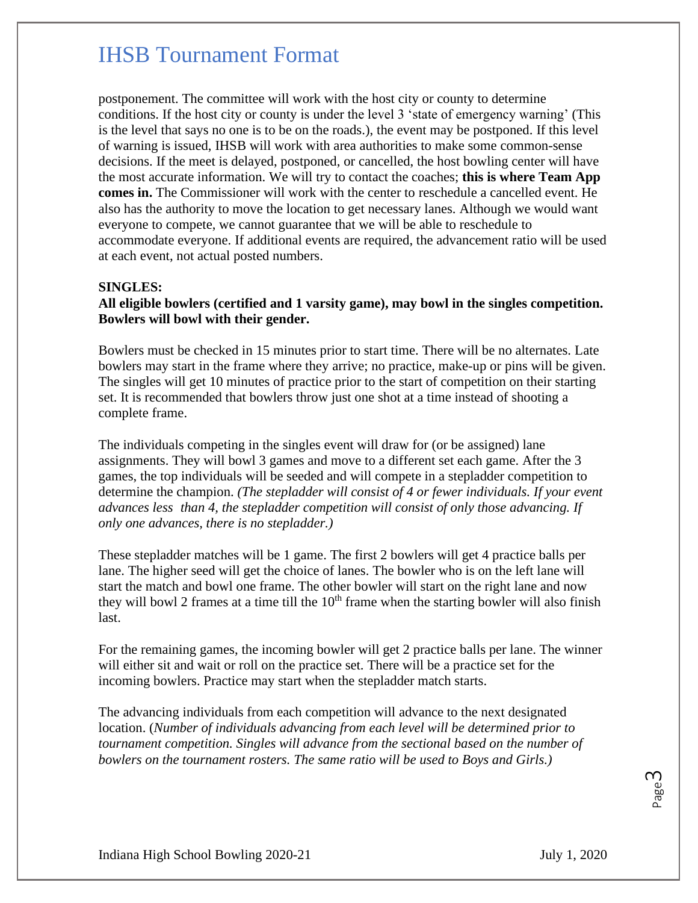postponement. The committee will work with the host city or county to determine conditions. If the host city or county is under the level 3 'state of emergency warning' (This is the level that says no one is to be on the roads.), the event may be postponed. If this level of warning is issued, IHSB will work with area authorities to make some common-sense decisions. If the meet is delayed, postponed, or cancelled, the host bowling center will have the most accurate information. We will try to contact the coaches; **this is where Team App comes in.** The Commissioner will work with the center to reschedule a cancelled event. He also has the authority to move the location to get necessary lanes. Although we would want everyone to compete, we cannot guarantee that we will be able to reschedule to accommodate everyone. If additional events are required, the advancement ratio will be used at each event, not actual posted numbers.

**SINGLES:**

**All eligible bowlers (certified and 1 varsity game), may bowl in the singles competition. Bowlers will bowl with their gender.**

Bowlers must be checked in 15 minutes prior to start time. There will be no alternates. Late bowlers may start in the frame where they arrive; no practice, make-up or pins will be given. The singles will get 10 minutes of practice prior to the start of competition on their starting set. It is recommended that bowlers throw just one shot at a time instead of shooting a complete frame.

The individuals competing in the singles event will draw for (or be assigned) lane assignments. They will bowl 3 games and move to a different set each game. After the 3 games, the top individuals will be seeded and will compete in a stepladder competition to determine the champion. *(The stepladder will consist of 4 or fewer individuals. If your event advances less than 4, the stepladder competition will consist of only those advancing. If only one advances, there is no stepladder.)*

These stepladder matches will be 1 game. The first 2 bowlers will get 4 practice balls per lane. The higher seed will get the choice of lanes. The bowler who is on the left lane will start the match and bowl one frame. The other bowler will start on the right lane and now they will bowl 2 frames at a time till the 10th frame when the starting bowler will also finish last.

For the remaining games, the incoming bowler will get 2 practice balls per lane. The winner will either sit and wait or roll on the practice set. There will be a practice set for the incoming bowlers. Practice may start when the stepladder match starts.

The advancing individuals from each competition will advance to the next designated location. (*Number of individuals advancing from each level will be determined prior to tournament competition. Singles will advance from the sectional based on the number of bowlers on the tournament rosters. The same ratio will be used to Boys and Girls.)*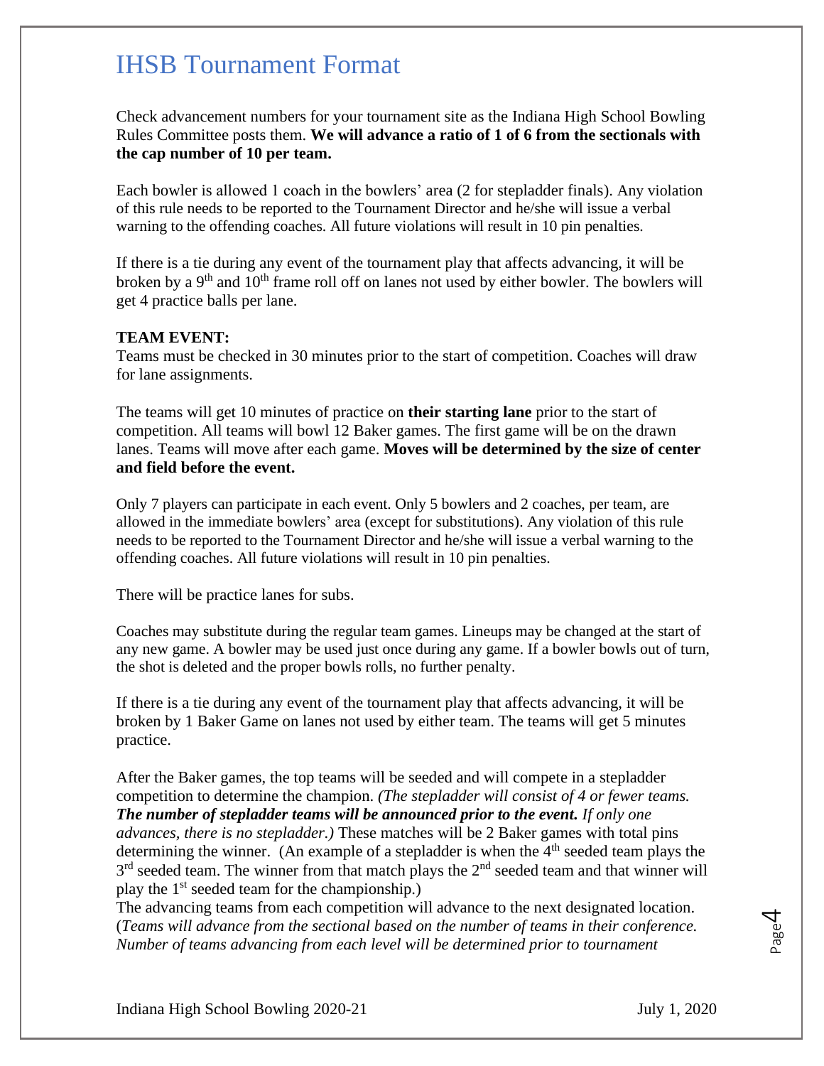# IHSB Tournament Format

Check advancement numbers for your tournament site as the Indiana High School Bowling Rules Committee posts them. **We will advance a ratio of 1 of 6 from the sectionals with the cap number of 10 per team.**

Each bowler is allowed 1 coach in the bowlers' area (2 for stepladder finals). Any violation of this rule needs to be reported to the Tournament Director and he/she will issue a verbal warning to the offending coaches. All future violations will result in 10 pin penalties.

If there is a tie during any event of the tournament play that affects advancing, it will be broken by a 9th and 10th frame roll off on lanes not used by either bowler. The bowlers will get 4 practice balls per lane.

**TEAM EVENT:**
Teams must be checked in 30 minutes prior to the start of competition. Coaches will draw for lane assignments.

The teams will get 10 minutes of practice on **their starting lane** prior to the start of competition. All teams will bowl 12 Baker games. The first game will be on the drawn lanes. Teams will move after each game. **Moves will be determined by the size of center and field before the event.**

Only 7 players can participate in each event. Only 5 bowlers and 2 coaches, per team, are allowed in the immediate bowlers' area (except for substitutions). Any violation of this rule needs to be reported to the Tournament Director and he/she will issue a verbal warning to the offending coaches. All future violations will result in 10 pin penalties.

There will be practice lanes for subs.

Coaches may substitute during the regular team games. Lineups may be changed at the start of any new game. A bowler may be used just once during any game. If a bowler bowls out of turn, the shot is deleted and the proper bowls rolls, no further penalty.

If there is a tie during any event of the tournament play that affects advancing, it will be broken by 1 Baker Game on lanes not used by either team. The teams will get 5 minutes practice.

After the Baker games, the top teams will be seeded and will compete in a stepladder competition to determine the champion. *(The stepladder will consist of 4 or fewer teams.* ***The number of stepladder teams will be announced prior to the event.*** *If only one advances, there is no stepladder.)* These matches will be 2 Baker games with total pins determining the winner. (An example of a stepladder is when the 4th seeded team plays the 3rd seeded team. The winner from that match plays the 2nd seeded team and that winner will play the 1st seeded team for the championship.)
The advancing teams from each competition will advance to the next designated location. (*Teams will advance from the sectional based on the number of teams in their conference. Number of teams advancing from each level will be determined prior to tournament*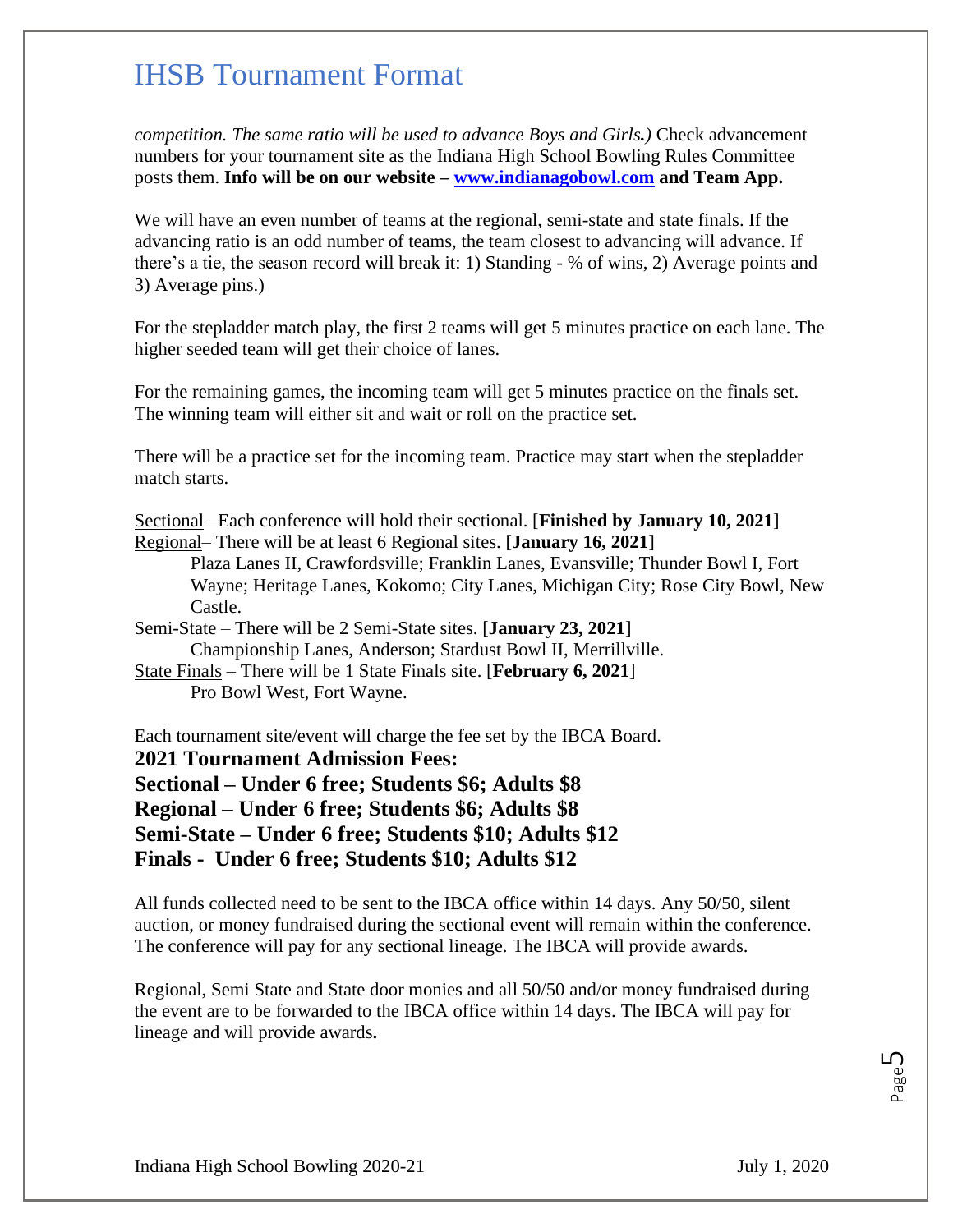# IHSB Tournament Format

*competition. The same ratio will be used to advance Boys and Girls.)* Check advancement numbers for your tournament site as the Indiana High School Bowling Rules Committee posts them. **Info will be on our website – [www.indianagobowl.com](http://www.indianagobowl.com) and Team App.**

We will have an even number of teams at the regional, semi-state and state finals. If the advancing ratio is an odd number of teams, the team closest to advancing will advance. If there's a tie, the season record will break it: 1) Standing - % of wins, 2) Average points and 3) Average pins.)

For the stepladder match play, the first 2 teams will get 5 minutes practice on each lane. The higher seeded team will get their choice of lanes.

For the remaining games, the incoming team will get 5 minutes practice on the finals set. The winning team will either sit and wait or roll on the practice set.

There will be a practice set for the incoming team. Practice may start when the stepladder match starts.

<u>Sectional</u> –Each conference will hold their sectional. [**Finished by January 10, 2021**]
<u>Regional</u>– There will be at least 6 Regional sites. [**January 16, 2021**]
  Plaza Lanes II, Crawfordsville; Franklin Lanes, Evansville; Thunder Bowl I, Fort Wayne; Heritage Lanes, Kokomo; City Lanes, Michigan City; Rose City Bowl, New Castle.
<u>Semi-State</u> – There will be 2 Semi-State sites. [**January 23, 2021**]
  Championship Lanes, Anderson; Stardust Bowl II, Merrillville.
<u>State Finals</u> – There will be 1 State Finals site. [**February 6, 2021**]
  Pro Bowl West, Fort Wayne.

Each tournament site/event will charge the fee set by the IBCA Board.

**2021 Tournament Admission Fees:**
**Sectional – Under 6 free; Students $6; Adults $8**
**Regional – Under 6 free; Students $6; Adults $8**
**Semi-State – Under 6 free; Students $10; Adults $12**
**Finals - Under 6 free; Students $10; Adults $12**

All funds collected need to be sent to the IBCA office within 14 days. Any 50/50, silent auction, or money fundraised during the sectional event will remain within the conference. The conference will pay for any sectional lineage. The IBCA will provide awards.

Regional, Semi State and State door monies and all 50/50 and/or money fundraised during the event are to be forwarded to the IBCA office within 14 days. The IBCA will pay for lineage and will provide awards.